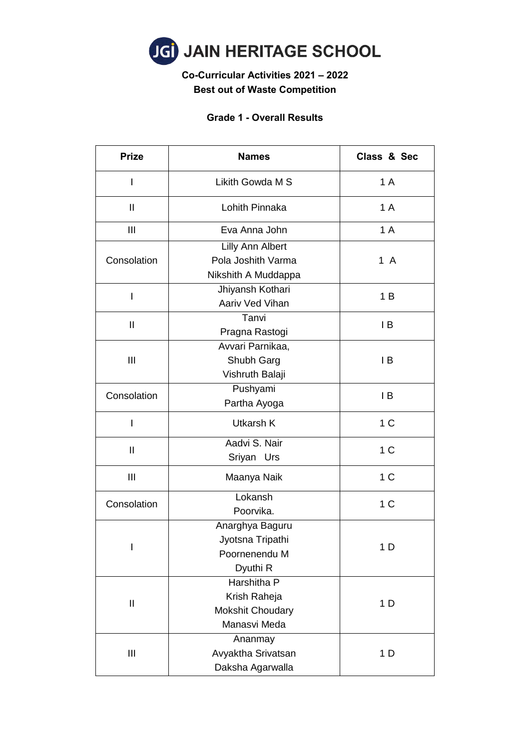# JAIN HERITAGE SCHOOL

**Co-Curricular Activities 2021 – 2022**
**Best out of Waste Competition**

**Grade 1 - Overall Results**

| Prize | Names | Class & Sec |
|---|---|---|
| I | Likith Gowda M S | 1 A |
| II | Lohith Pinnaka | 1 A |
| III | Eva Anna John | 1 A |
| Consolation | Lilly Ann Albert<br>Pola Joshith Varma<br>Nikshith A Muddappa | 1 A |
| I | Jhiyansh Kothari<br>Aariv Ved Vihan | 1 B |
| II | Tanvi<br>Pragna Rastogi | I B |
| III | Avvari Parnikaa,<br>Shubh Garg<br>Vishruth Balaji | I B |
| Consolation | Pushyami<br>Partha Ayoga | I B |
| I | Utkarsh K | 1 C |
| II | Aadvi S. Nair<br>Sriyan Urs | 1 C |
| III | Maanya Naik | 1 C |
| Consolation | Lokansh<br>Poorvika. | 1 C |
| I | Anarghya Baguru<br>Jyotsna Tripathi<br>Poornenendu M<br>Dyuthi R | 1 D |
| II | Harshitha P<br>Krish Raheja<br>Mokshit Choudary<br>Manasvi Meda | 1 D |
| III | Ananmay<br>Avyaktha Srivatsan<br>Daksha Agarwalla | 1 D |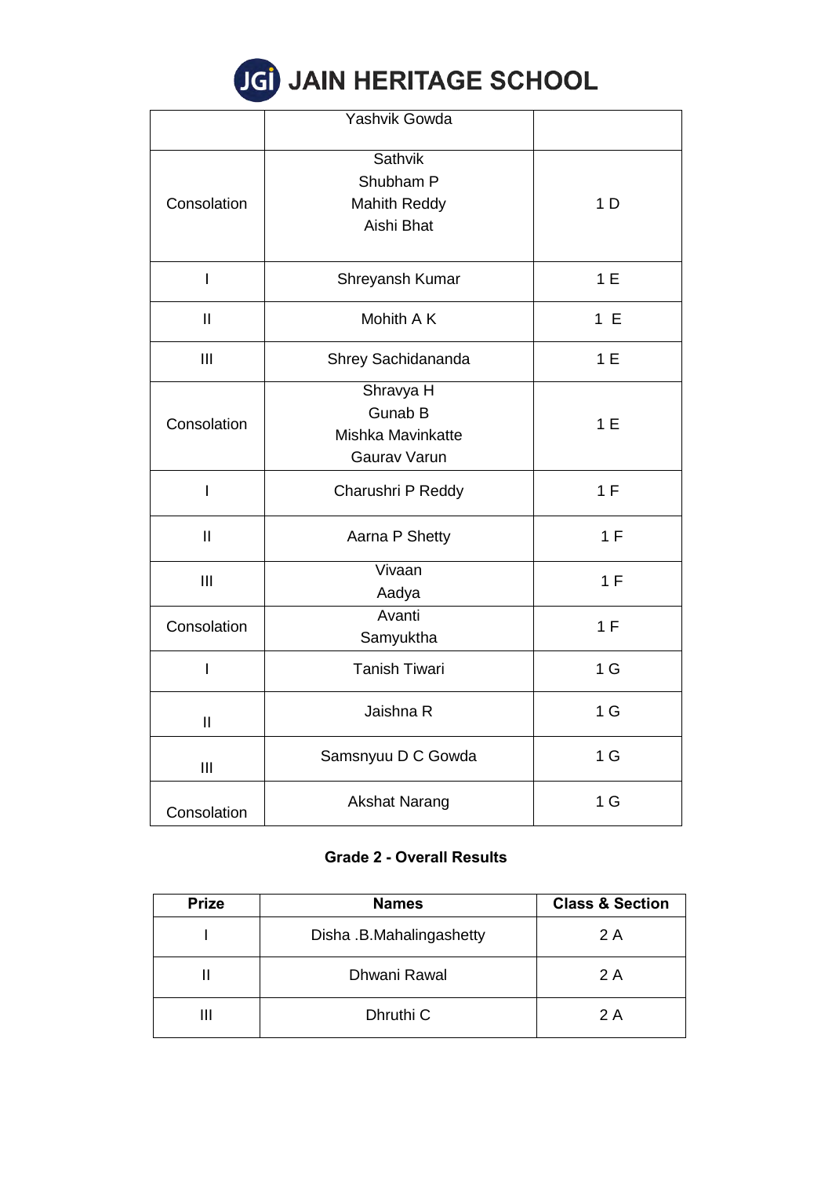# JAIN HERITAGE SCHOOL

| | | |
|---|---|---|
| | Yashvik Gowda | |
| Consolation | Sathvik<br>Shubham P<br>Mahith Reddy<br>Aishi Bhat | 1 D |
| I | Shreyansh Kumar | 1 E |
| II | Mohith A K | 1 E |
| III | Shrey Sachidananda | 1 E |
| Consolation | Shravya H<br>Gunab B<br>Mishka Mavinkatte<br>Gaurav Varun | 1 E |
| I | Charushri P Reddy | 1 F |
| II | Aarna P Shetty | 1 F |
| III | Vivaan<br>Aadya | 1 F |
| Consolation | Avanti<br>Samyuktha | 1 F |
| I | Tanish Tiwari | 1 G |
| II | Jaishna R | 1 G |
| III | Samsnyuu D C Gowda | 1 G |
| Consolation | Akshat Narang | 1 G |

**Grade 2 - Overall Results**

| Prize | Names | Class & Section |
|---|---|---|
| I | Disha .B.Mahalingashetty | 2 A |
| II | Dhwani Rawal | 2 A |
| III | Dhruthi C | 2 A |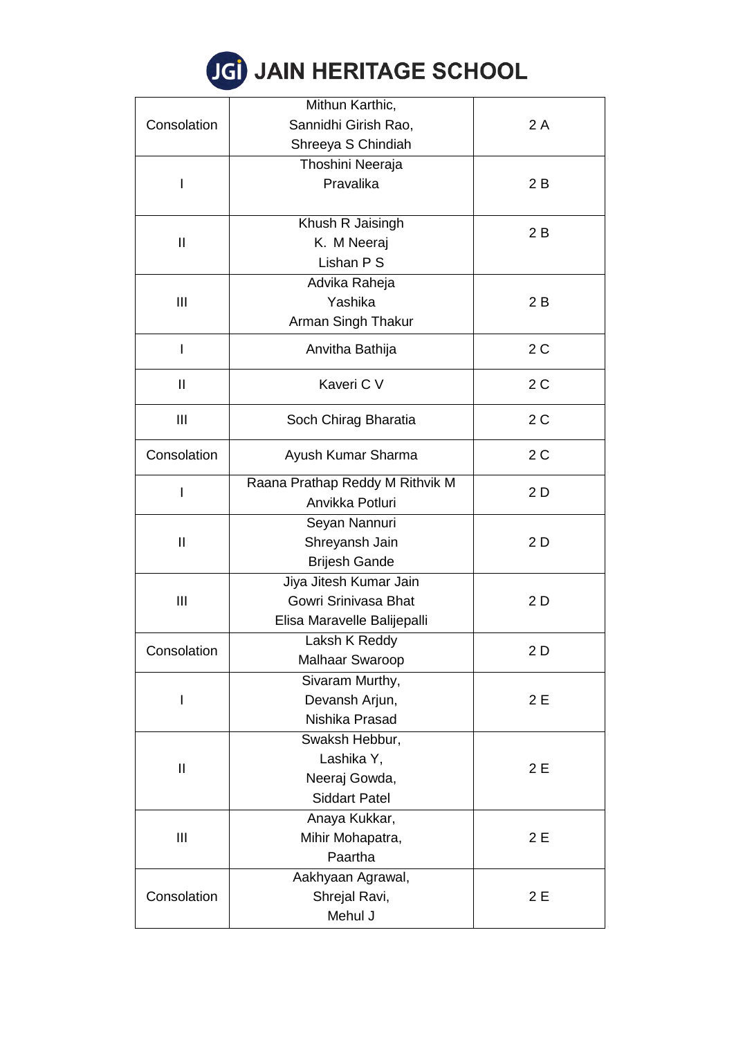# JAIN HERITAGE SCHOOL

| | | |
|---|---|---|
| Consolation | Mithun Karthic,<br>Sannidhi Girish Rao,<br>Shreeya S Chindiah | 2 A |
| I | Thoshini Neeraja<br>Pravalika | 2 B |
| II | Khush R Jaisingh<br>K. M Neeraj<br>Lishan P S | 2 B |
| III | Advika Raheja<br>Yashika<br>Arman Singh Thakur | 2 B |
| I | Anvitha Bathija | 2 C |
| II | Kaveri C V | 2 C |
| III | Soch Chirag Bharatia | 2 C |
| Consolation | Ayush Kumar Sharma | 2 C |
| I | Raana Prathap Reddy M Rithvik M<br>Anvikka Potluri | 2 D |
| II | Seyan Nannuri<br>Shreyansh Jain<br>Brijesh Gande | 2 D |
| III | Jiya Jitesh Kumar Jain<br>Gowri Srinivasa Bhat<br>Elisa Maravelle Balijepalli | 2 D |
| Consolation | Laksh K Reddy<br>Malhaar Swaroop | 2 D |
| I | Sivaram Murthy,<br>Devansh Arjun,<br>Nishika Prasad | 2 E |
| II | Swaksh Hebbur,<br>Lashika Y,<br>Neeraj Gowda,<br>Siddart Patel | 2 E |
| III | Anaya Kukkar,<br>Mihir Mohapatra,<br>Paartha | 2 E |
| Consolation | Aakhyaan Agrawal,<br>Shrejal Ravi,<br>Mehul J | 2 E |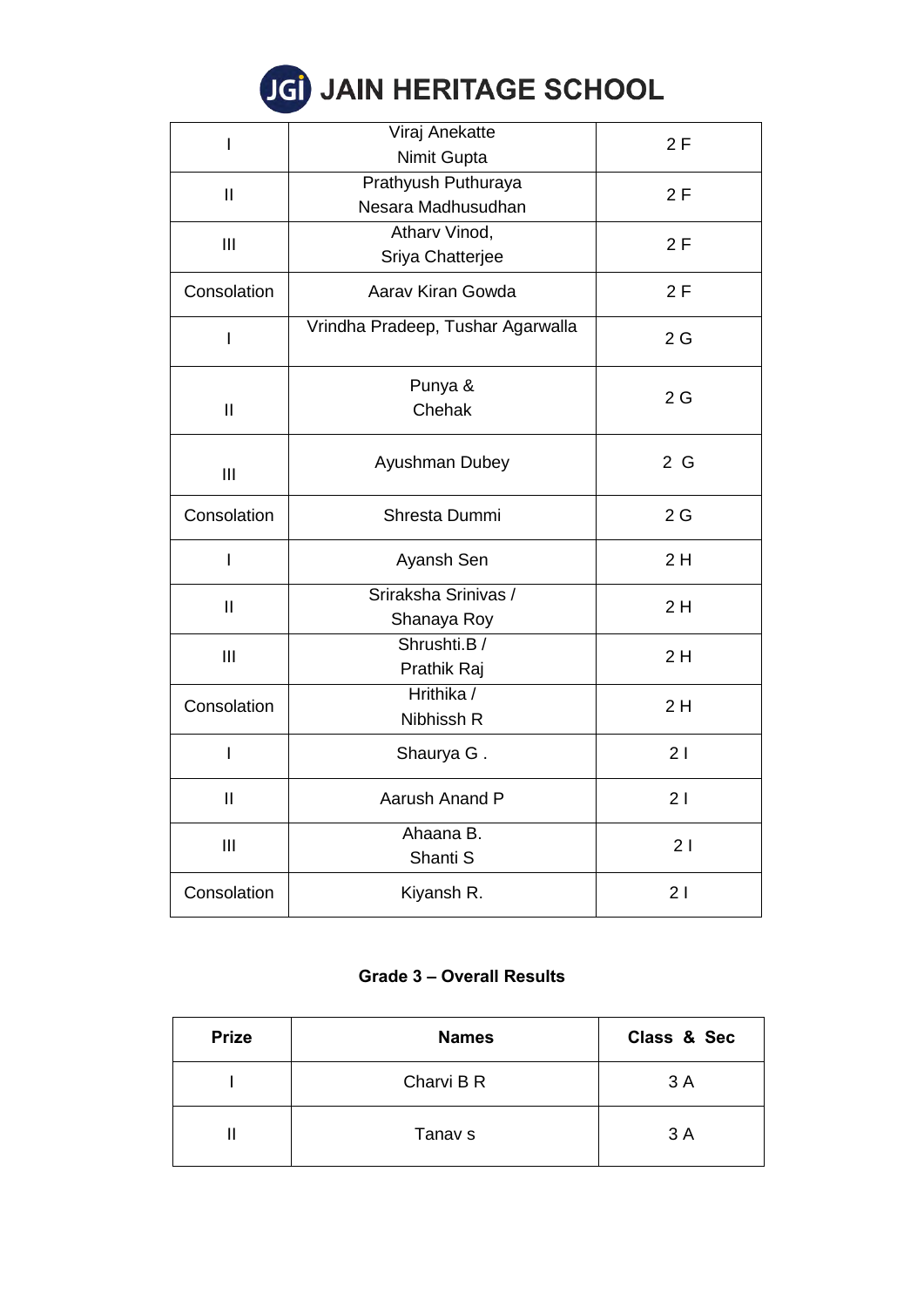# JAIN HERITAGE SCHOOL

| | | |
|---|---|---|
| I | Viraj Anekatte<br>Nimit Gupta | 2 F |
| II | Prathyush Puthuraya<br>Nesara Madhusudhan | 2 F |
| III | Atharv Vinod,<br>Sriya Chatterjee | 2 F |
| Consolation | Aarav Kiran Gowda | 2 F |
| I | Vrindha Pradeep, Tushar Agarwalla | 2 G |
| II | Punya &<br>Chehak | 2 G |
| III | Ayushman Dubey | 2 G |
| Consolation | Shresta Dummi | 2 G |
| I | Ayansh Sen | 2 H |
| II | Sriraksha Srinivas /<br>Shanaya Roy | 2 H |
| III | Shrushti.B /<br>Prathik Raj | 2 H |
| Consolation | Hrithika /<br>Nibhissh R | 2 H |
| I | Shaurya G . | 2 I |
| II | Aarush Anand P | 2 I |
| III | Ahaana B.<br>Shanti S | 2 I |
| Consolation | Kiyansh R. | 2 I |

**Grade 3 – Overall Results**

| Prize | Names | Class & Sec |
|---|---|---|
| I | Charvi B R | 3 A |
| II | Tanav s | 3 A |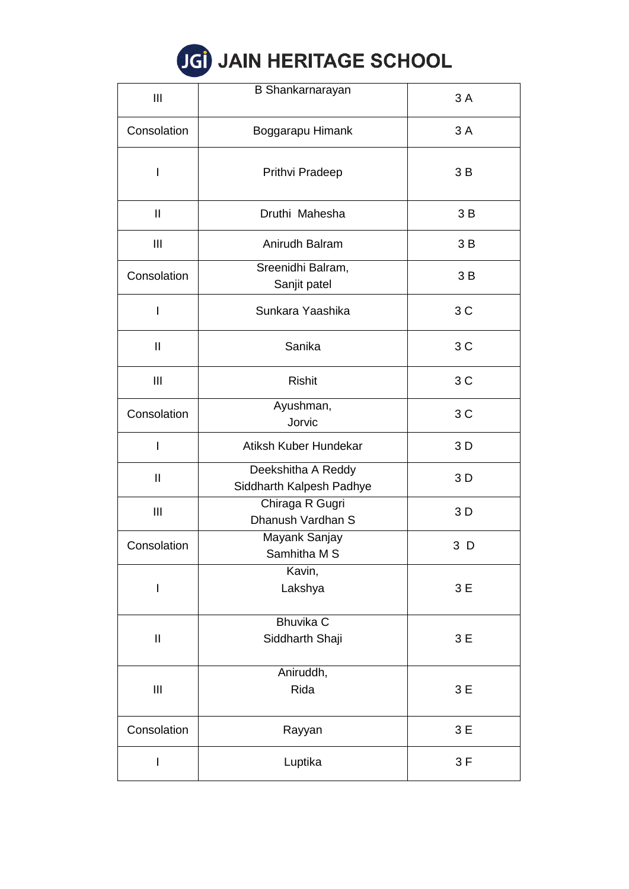# JAIN HERITAGE SCHOOL

| | | |
|---|---|---|
| III | B Shankarnarayan | 3 A |
| Consolation | Boggarapu Himank | 3 A |
| I | Prithvi Pradeep | 3 B |
| II | Druthi Mahesha | 3 B |
| III | Anirudh Balram | 3 B |
| Consolation | Sreenidhi Balram,<br>Sanjit patel | 3 B |
| I | Sunkara Yaashika | 3 C |
| II | Sanika | 3 C |
| III | Rishit | 3 C |
| Consolation | Ayushman,<br>Jorvic | 3 C |
| I | Atiksh Kuber Hundekar | 3 D |
| II | Deekshitha A Reddy<br>Siddharth Kalpesh Padhye | 3 D |
| III | Chiraga R Gugri<br>Dhanush Vardhan S | 3 D |
| Consolation | Mayank Sanjay<br>Samhitha M S | 3 D |
| I | Kavin,<br>Lakshya | 3 E |
| II | Bhuvika C<br>Siddharth Shaji | 3 E |
| III | Aniruddh,<br>Rida | 3 E |
| Consolation | Rayyan | 3 E |
| I | Luptika | 3 F |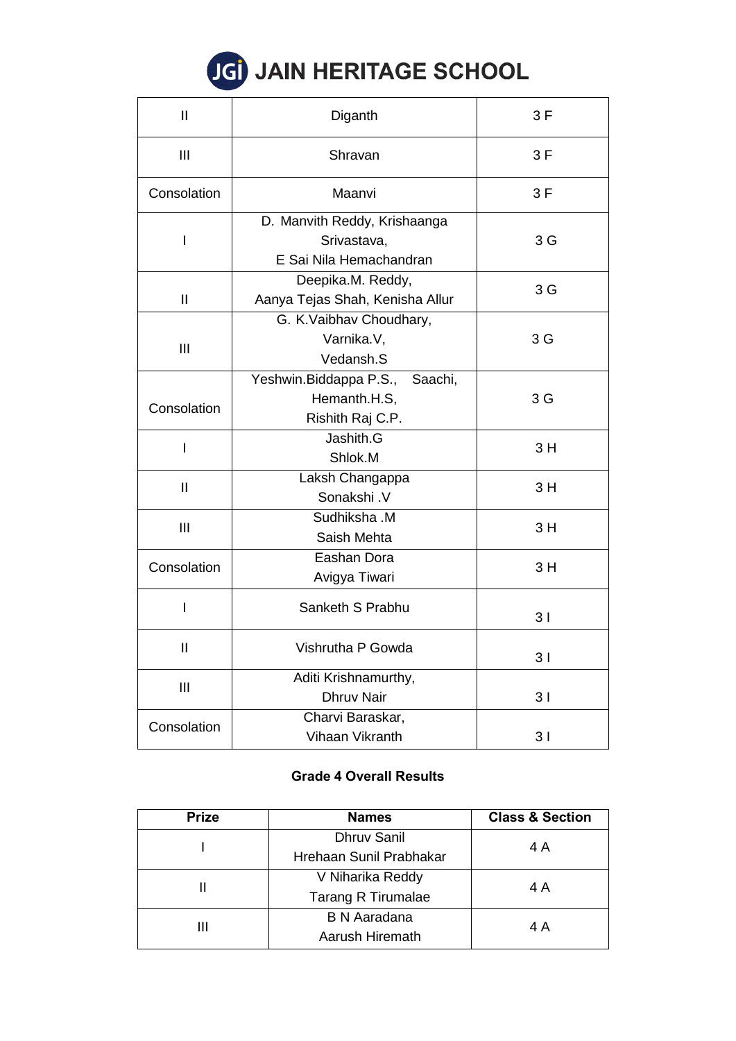| | | |
|---|---|---|
| II | Diganth | 3 F |
| III | Shravan | 3 F |
| Consolation | Maanvi | 3 F |
| I | D. Manvith Reddy, Krishaanga Srivastava, E Sai Nila Hemachandran | 3 G |
| II | Deepika.M. Reddy, Aanya Tejas Shah, Kenisha Allur | 3 G |
| III | G. K.Vaibhav Choudhary, Varnika.V, Vedansh.S | 3 G |
| Consolation | Yeshwin.Biddappa P.S., Saachi, Hemanth.H.S, Rishith Raj C.P. | 3 G |
| I | Jashith.G Shlok.M | 3 H |
| II | Laksh Changappa Sonakshi .V | 3 H |
| III | Sudhiksha .M Saish Mehta | 3 H |
| Consolation | Eashan Dora Avigya Tiwari | 3 H |
| I | Sanketh S Prabhu | 3 I |
| II | Vishrutha P Gowda | 3 I |
| III | Aditi Krishnamurthy, Dhruv Nair | 3 I |
| Consolation | Charvi Baraskar, Vihaan Vikranth | 3 I |

**Grade 4 Overall Results**

| Prize | Names | Class & Section |
|---|---|---|
| I | Dhruv Sanil Hrehaan Sunil Prabhakar | 4 A |
| II | V Niharika Reddy Tarang R Tirumalae | 4 A |
| III | B N Aaradana Aarush Hiremath | 4 A |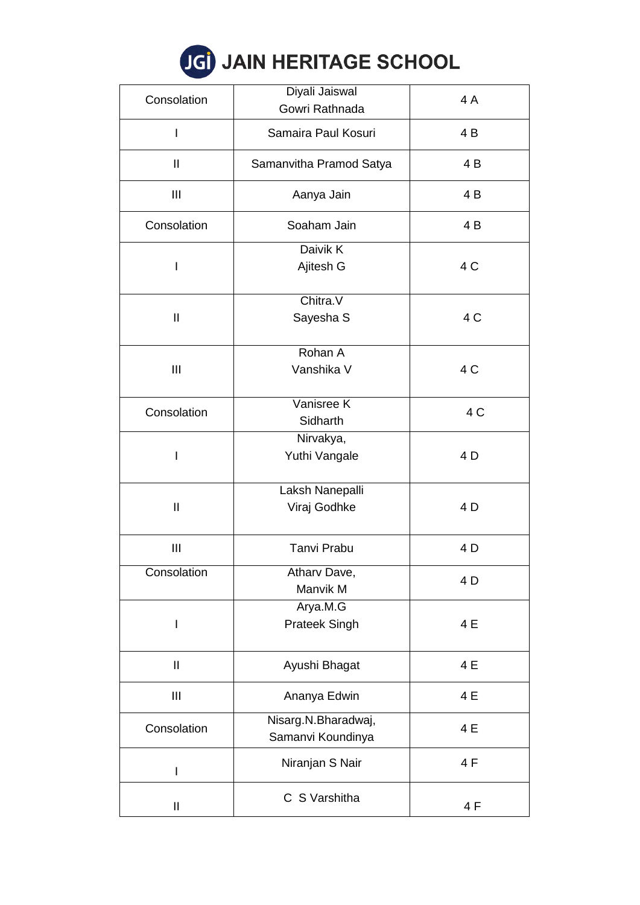# JAIN HERITAGE SCHOOL

| | | |
|---|---|---|
| Consolation | Diyali Jaiswal<br>Gowri Rathnada | 4 A |
| I | Samaira Paul Kosuri | 4 B |
| II | Samanvitha Pramod Satya | 4 B |
| III | Aanya Jain | 4 B |
| Consolation | Soaham Jain | 4 B |
| I | Daivik K<br>Ajitesh G | 4 C |
| II | Chitra.V<br>Sayesha S | 4 C |
| III | Rohan A<br>Vanshika V | 4 C |
| Consolation | Vanisree K<br>Sidharth | 4 C |
| I | Nirvakya,<br>Yuthi Vangale | 4 D |
| II | Laksh Nanepalli<br>Viraj Godhke | 4 D |
| III | Tanvi Prabu | 4 D |
| Consolation | Atharv Dave,<br>Manvik M | 4 D |
| I | Arya.M.G<br>Prateek Singh | 4 E |
| II | Ayushi Bhagat | 4 E |
| III | Ananya Edwin | 4 E |
| Consolation | Nisarg.N.Bharadwaj,<br>Samanvi Koundinya | 4 E |
| I | Niranjan S Nair | 4 F |
| II | C S Varshitha | 4 F |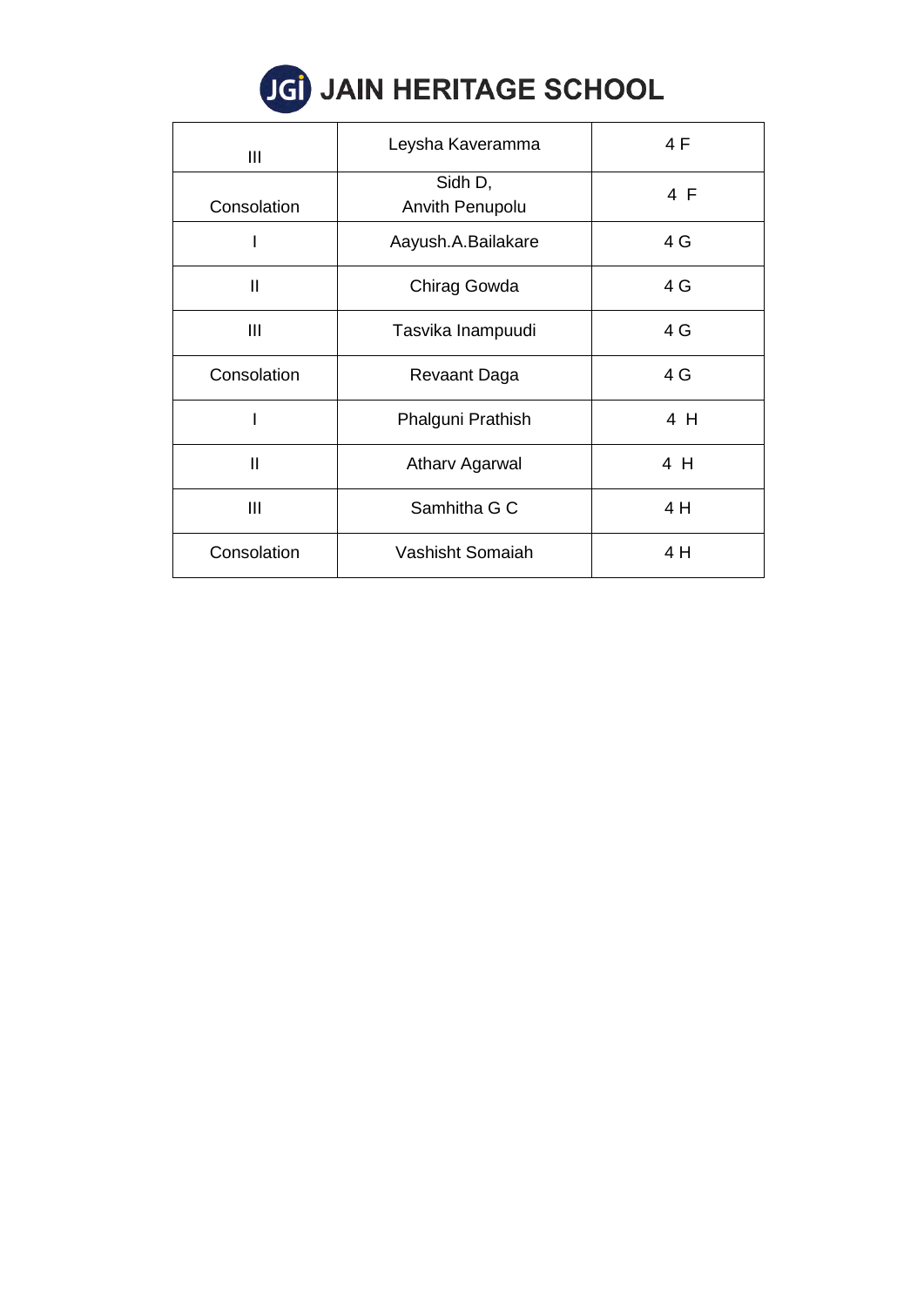# JAIN HERITAGE SCHOOL

| | | |
|---|---|---|
| III | Leysha Kaveramma | 4 F |
| Consolation | Sidh D,<br>Anvith Penupolu | 4 F |
| I | Aayush.A.Bailakare | 4 G |
| II | Chirag Gowda | 4 G |
| III | Tasvika Inampuudi | 4 G |
| Consolation | Revaant Daga | 4 G |
| I | Phalguni Prathish | 4 H |
| II | Atharv Agarwal | 4 H |
| III | Samhitha G C | 4 H |
| Consolation | Vashisht Somaiah | 4 H |